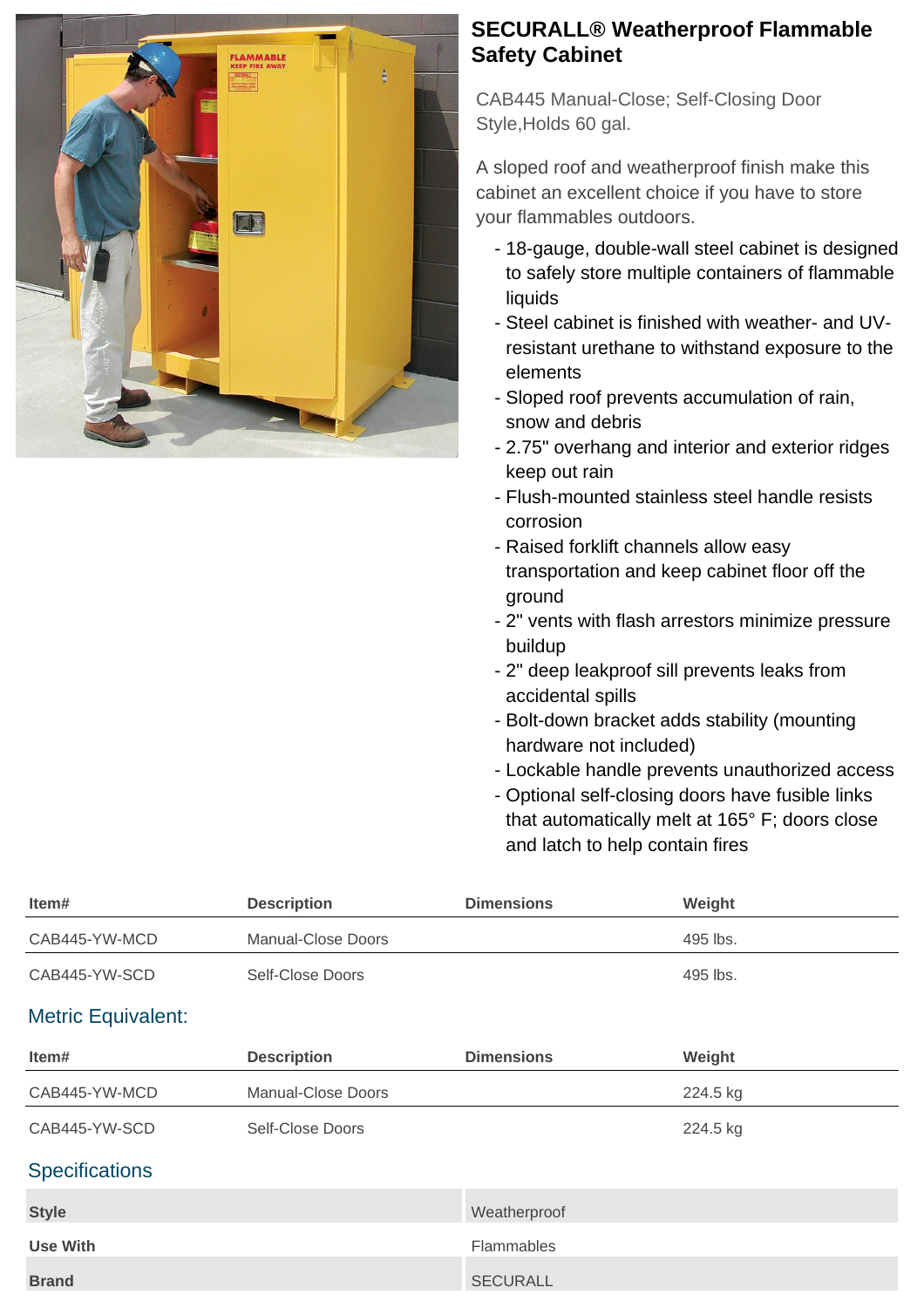# SECURALL® Weatherproof Flammable Safety Cabinet

CAB445 Manual-Close; Self-Closing Door Style,Holds 60 gal.

A sloped roof and weatherproof finish make this cabinet an excellent choice if you have to store your flammables outdoors.

- 18-gauge, double-wall steel cabinet is designed to safely store multiple containers of flammable liquids
- Steel cabinet is finished with weather- and UV-resistant urethane to withstand exposure to the elements
- Sloped roof prevents accumulation of rain, snow and debris
- 2.75" overhang and interior and exterior ridges keep out rain
- Flush-mounted stainless steel handle resists corrosion
- Raised forklift channels allow easy transportation and keep cabinet floor off the ground
- 2" vents with flash arrestors minimize pressure buildup
- 2" deep leakproof sill prevents leaks from accidental spills
- Bolt-down bracket adds stability (mounting hardware not included)
- Lockable handle prevents unauthorized access
- Optional self-closing doors have fusible links that automatically melt at 165° F; doors close and latch to help contain fires

| Item# | Description | Dimensions | Weight |
|---|---|---|---|
| CAB445-YW-MCD | Manual-Close Doors | | 495 lbs. |
| CAB445-YW-SCD | Self-Close Doors | | 495 lbs. |

## Metric Equivalent:

| Item# | Description | Dimensions | Weight |
|---|---|---|---|
| CAB445-YW-MCD | Manual-Close Doors | | 224.5 kg |
| CAB445-YW-SCD | Self-Close Doors | | 224.5 kg |

## Specifications

| | |
|---|---|
| **Style** | Weatherproof |
| **Use With** | Flammables |
| **Brand** | SECURALL |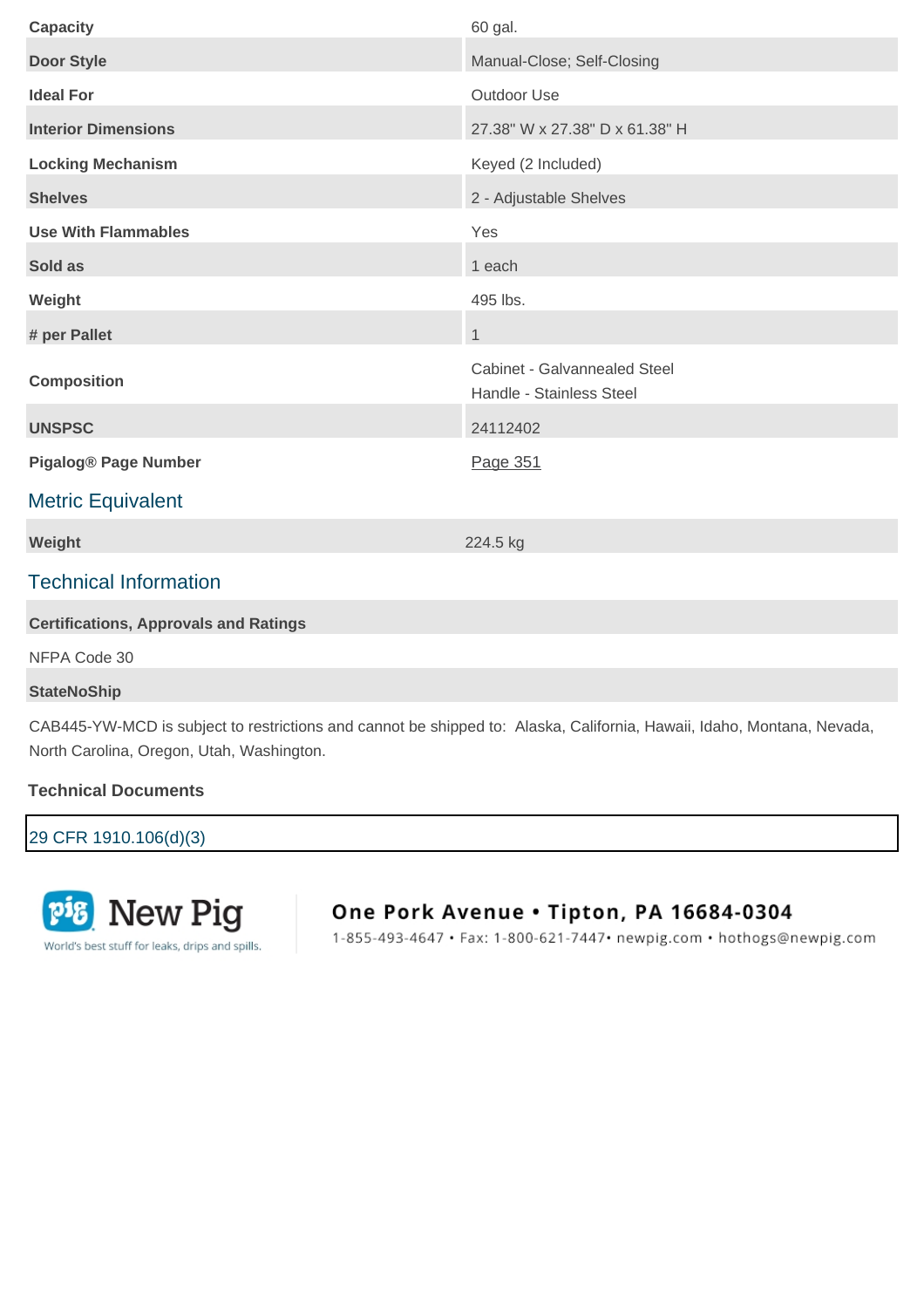| | |
|---|---|
| **Capacity** | 60 gal. |
| **Door Style** | Manual-Close; Self-Closing |
| **Ideal For** | Outdoor Use |
| **Interior Dimensions** | 27.38" W x 27.38" D x 61.38" H |
| **Locking Mechanism** | Keyed (2 Included) |
| **Shelves** | 2 - Adjustable Shelves |
| **Use With Flammables** | Yes |
| **Sold as** | 1 each |
| **Weight** | 495 lbs. |
| **# per Pallet** | 1 |
| **Composition** | Cabinet - Galvannealed Steel<br>Handle - Stainless Steel |
| **UNSPSC** | 24112402 |
| **Pigalog® Page Number** | Page 351 |

## Metric Equivalent

| | |
|---|---|
| **Weight** | 224.5 kg |

## Technical Information

**Certifications, Approvals and Ratings**

NFPA Code 30

**StateNoShip**

CAB445-YW-MCD is subject to restrictions and cannot be shipped to: Alaska, California, Hawaii, Idaho, Montana, Nevada, North Carolina, Oregon, Utah, Washington.

**Technical Documents**

29 CFR 1910.106(d)(3)

New Pig
World's best stuff for leaks, drips and spills.

One Pork Avenue • Tipton, PA 16684-0304
1-855-493-4647 • Fax: 1-800-621-7447• newpig.com • hothogs@newpig.com